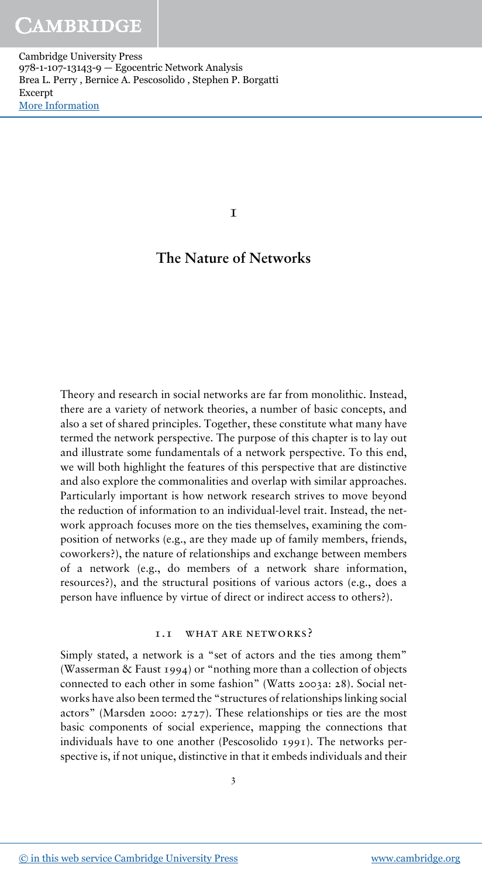# 1

# The Nature of Networks

Theory and research in social networks are far from monolithic. Instead, there are a variety of network theories, a number of basic concepts, and also a set of shared principles. Together, these constitute what many have termed the network perspective. The purpose of this chapter is to lay out and illustrate some fundamentals of a network perspective. To this end, we will both highlight the features of this perspective that are distinctive and also explore the commonalities and overlap with similar approaches. Particularly important is how network research strives to move beyond the reduction of information to an individual-level trait. Instead, the network approach focuses more on the ties themselves, examining the composition of networks (e.g., are they made up of family members, friends, coworkers?), the nature of relationships and exchange between members of a network (e.g., do members of a network share information, resources?), and the structural positions of various actors (e.g., does a person have influence by virtue of direct or indirect access to others?).

## 1.1 What Are Networks?

Simply stated, a network is a "set of actors and the ties among them" (Wasserman & Faust 1994) or "nothing more than a collection of objects connected to each other in some fashion" (Watts 2003a: 28). Social networks have also been termed the "structures of relationships linking social actors" (Marsden 2000: 2727). These relationships or ties are the most basic components of social experience, mapping the connections that individuals have to one another (Pescosolido 1991). The networks perspective is, if not unique, distinctive in that it embeds individuals and their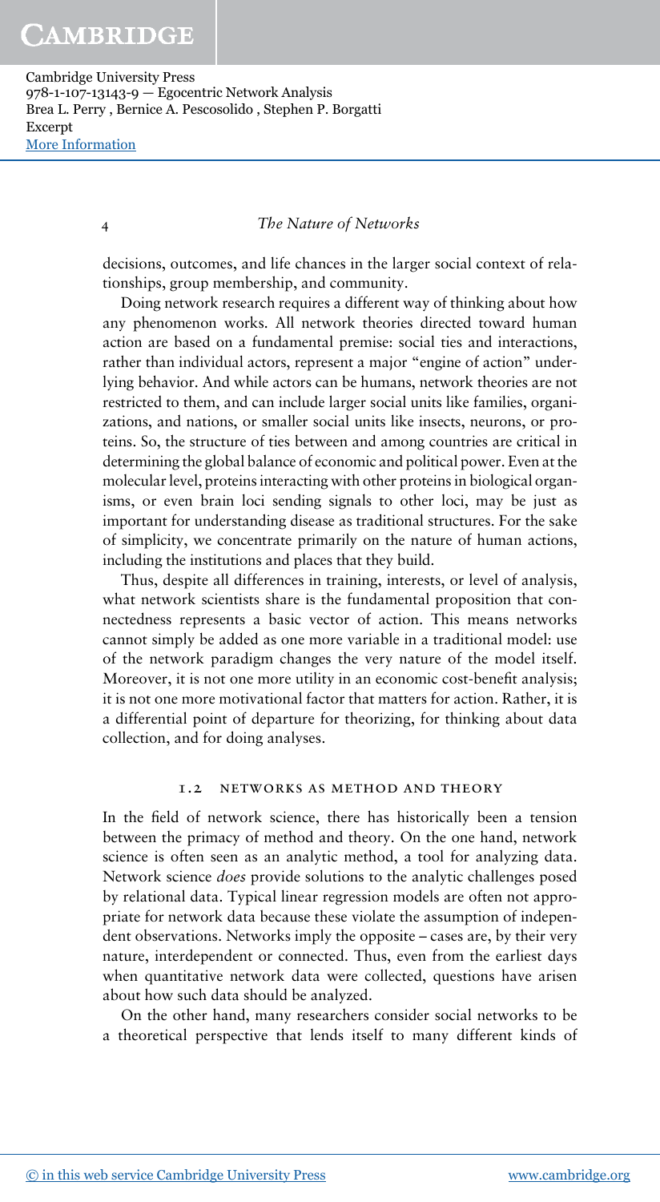decisions, outcomes, and life chances in the larger social context of relationships, group membership, and community.

Doing network research requires a different way of thinking about how any phenomenon works. All network theories directed toward human action are based on a fundamental premise: social ties and interactions, rather than individual actors, represent a major "engine of action" underlying behavior. And while actors can be humans, network theories are not restricted to them, and can include larger social units like families, organizations, and nations, or smaller social units like insects, neurons, or proteins. So, the structure of ties between and among countries are critical in determining the global balance of economic and political power. Even at the molecular level, proteins interacting with other proteins in biological organisms, or even brain loci sending signals to other loci, may be just as important for understanding disease as traditional structures. For the sake of simplicity, we concentrate primarily on the nature of human actions, including the institutions and places that they build.

Thus, despite all differences in training, interests, or level of analysis, what network scientists share is the fundamental proposition that connectedness represents a basic vector of action. This means networks cannot simply be added as one more variable in a traditional model: use of the network paradigm changes the very nature of the model itself. Moreover, it is not one more utility in an economic cost-benefit analysis; it is not one more motivational factor that matters for action. Rather, it is a differential point of departure for theorizing, for thinking about data collection, and for doing analyses.

## 1.2 NETWORKS AS METHOD AND THEORY

In the field of network science, there has historically been a tension between the primacy of method and theory. On the one hand, network science is often seen as an analytic method, a tool for analyzing data. Network science *does* provide solutions to the analytic challenges posed by relational data. Typical linear regression models are often not appropriate for network data because these violate the assumption of independent observations. Networks imply the opposite – cases are, by their very nature, interdependent or connected. Thus, even from the earliest days when quantitative network data were collected, questions have arisen about how such data should be analyzed.

On the other hand, many researchers consider social networks to be a theoretical perspective that lends itself to many different kinds of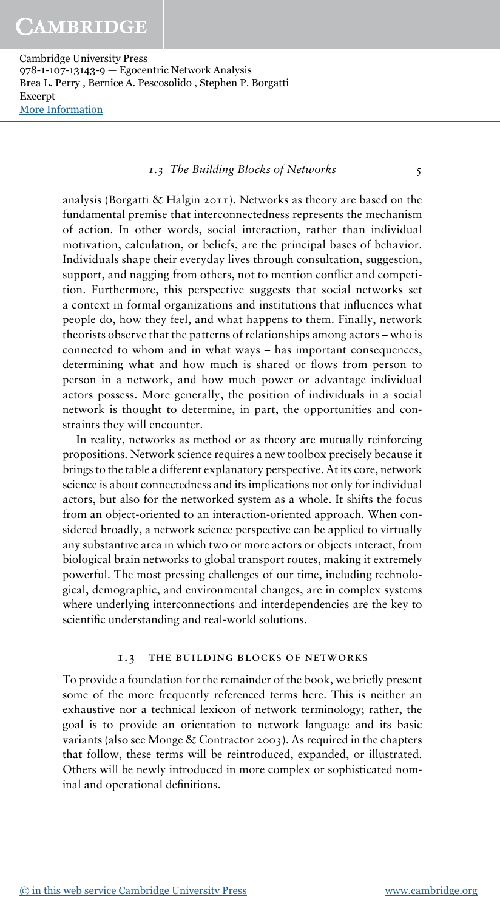analysis (Borgatti & Halgin 2011). Networks as theory are based on the fundamental premise that interconnectedness represents the mechanism of action. In other words, social interaction, rather than individual motivation, calculation, or beliefs, are the principal bases of behavior. Individuals shape their everyday lives through consultation, suggestion, support, and nagging from others, not to mention conflict and competition. Furthermore, this perspective suggests that social networks set a context in formal organizations and institutions that influences what people do, how they feel, and what happens to them. Finally, network theorists observe that the patterns of relationships among actors – who is connected to whom and in what ways – has important consequences, determining what and how much is shared or flows from person to person in a network, and how much power or advantage individual actors possess. More generally, the position of individuals in a social network is thought to determine, in part, the opportunities and constraints they will encounter.

In reality, networks as method or as theory are mutually reinforcing propositions. Network science requires a new toolbox precisely because it brings to the table a different explanatory perspective. At its core, network science is about connectedness and its implications not only for individual actors, but also for the networked system as a whole. It shifts the focus from an object-oriented to an interaction-oriented approach. When considered broadly, a network science perspective can be applied to virtually any substantive area in which two or more actors or objects interact, from biological brain networks to global transport routes, making it extremely powerful. The most pressing challenges of our time, including technological, demographic, and environmental changes, are in complex systems where underlying interconnections and interdependencies are the key to scientific understanding and real-world solutions.

## 1.3 The Building Blocks of Networks

To provide a foundation for the remainder of the book, we briefly present some of the more frequently referenced terms here. This is neither an exhaustive nor a technical lexicon of network terminology; rather, the goal is to provide an orientation to network language and its basic variants (also see Monge & Contractor 2003). As required in the chapters that follow, these terms will be reintroduced, expanded, or illustrated. Others will be newly introduced in more complex or sophisticated nominal and operational definitions.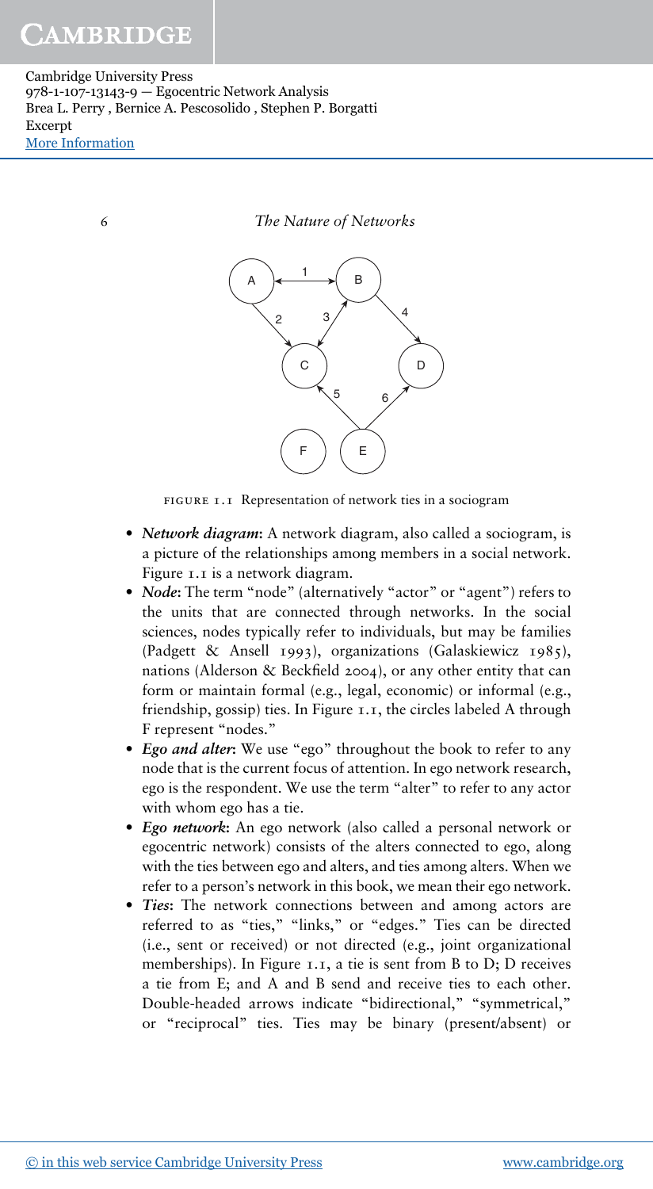FIGURE 1.1 Representation of network ties in a sociogram

- ***Network diagram***: A network diagram, also called a sociogram, is a picture of the relationships among members in a social network. Figure 1.1 is a network diagram.
- ***Node***: The term "node" (alternatively "actor" or "agent") refers to the units that are connected through networks. In the social sciences, nodes typically refer to individuals, but may be families (Padgett & Ansell 1993), organizations (Galaskiewicz 1985), nations (Alderson & Beckfield 2004), or any other entity that can form or maintain formal (e.g., legal, economic) or informal (e.g., friendship, gossip) ties. In Figure 1.1, the circles labeled A through F represent "nodes."
- ***Ego and alter***: We use "ego" throughout the book to refer to any node that is the current focus of attention. In ego network research, ego is the respondent. We use the term "alter" to refer to any actor with whom ego has a tie.
- ***Ego network***: An ego network (also called a personal network or egocentric network) consists of the alters connected to ego, along with the ties between ego and alters, and ties among alters. When we refer to a person's network in this book, we mean their ego network.
- ***Ties***: The network connections between and among actors are referred to as "ties," "links," or "edges." Ties can be directed (i.e., sent or received) or not directed (e.g., joint organizational memberships). In Figure 1.1, a tie is sent from B to D; D receives a tie from E; and A and B send and receive ties to each other. Double-headed arrows indicate "bidirectional," "symmetrical," or "reciprocal" ties. Ties may be binary (present/absent) or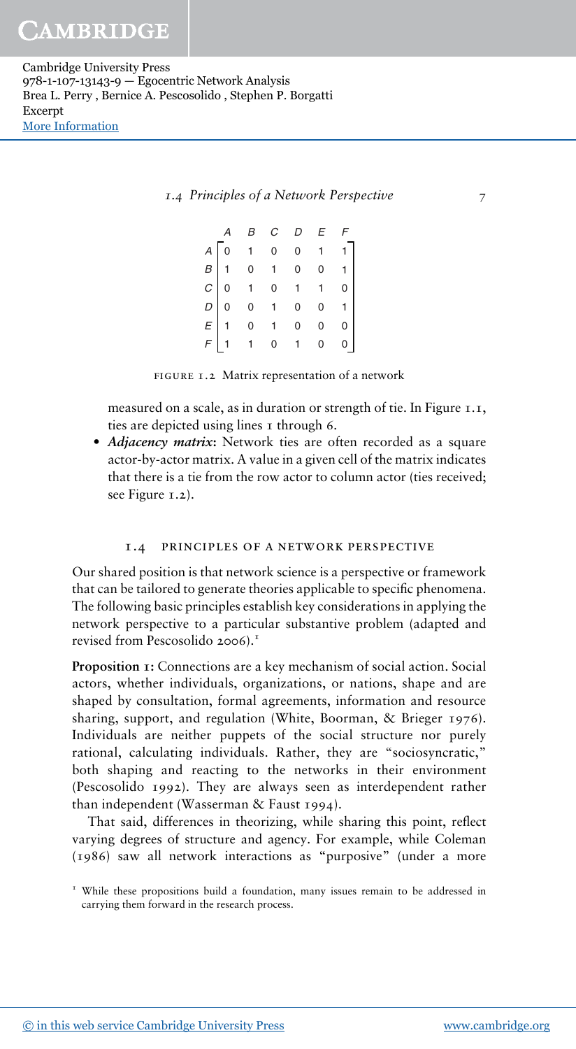|   | A | B | C | D | E | F |
|---|---|---|---|---|---|---|
| A | 0 | 1 | 0 | 0 | 1 | 1 |
| B | 1 | 0 | 1 | 0 | 0 | 1 |
| C | 0 | 1 | 0 | 1 | 1 | 0 |
| D | 0 | 0 | 1 | 0 | 0 | 1 |
| E | 1 | 0 | 1 | 0 | 0 | 0 |
| F | 1 | 1 | 0 | 1 | 0 | 0 |

FIGURE 1.2 Matrix representation of a network

measured on a scale, as in duration or strength of tie. In Figure 1.1, ties are depicted using lines 1 through 6.

- ***Adjacency matrix*:** Network ties are often recorded as a square actor-by-actor matrix. A value in a given cell of the matrix indicates that there is a tie from the row actor to column actor (ties received; see Figure 1.2).

## 1.4 PRINCIPLES OF A NETWORK PERSPECTIVE

Our shared position is that network science is a perspective or framework that can be tailored to generate theories applicable to specific phenomena. The following basic principles establish key considerations in applying the network perspective to a particular substantive problem (adapted and revised from Pescosolido 2006).[1]

**Proposition 1:** Connections are a key mechanism of social action. Social actors, whether individuals, organizations, or nations, shape and are shaped by consultation, formal agreements, information and resource sharing, support, and regulation (White, Boorman, & Brieger 1976). Individuals are neither puppets of the social structure nor purely rational, calculating individuals. Rather, they are "sociosyncratic," both shaping and reacting to the networks in their environment (Pescosolido 1992). They are always seen as interdependent rather than independent (Wasserman & Faust 1994).

That said, differences in theorizing, while sharing this point, reflect varying degrees of structure and agency. For example, while Coleman (1986) saw all network interactions as "purposive" (under a more

[1] While these propositions build a foundation, many issues remain to be addressed in carrying them forward in the research process.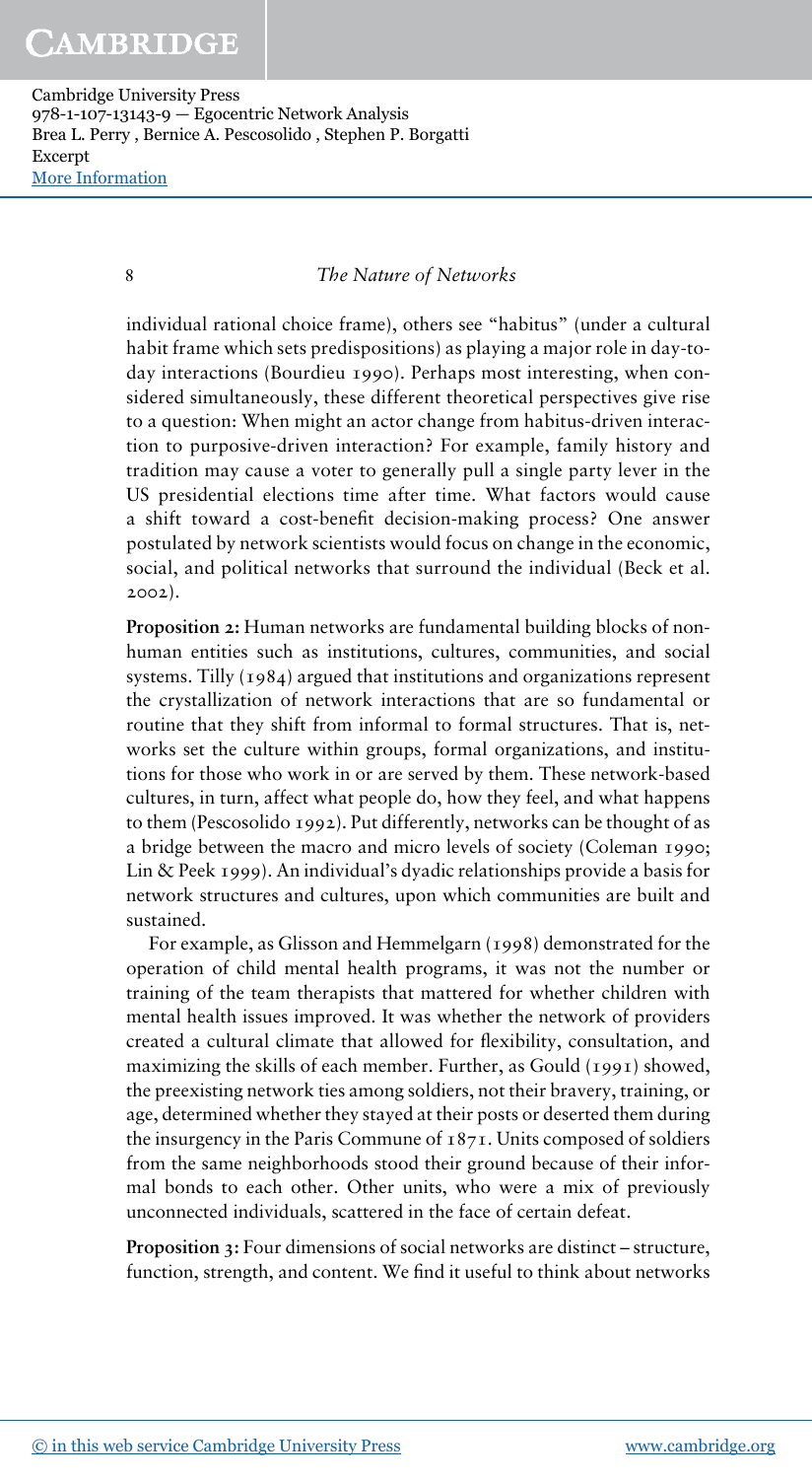individual rational choice frame), others see "habitus" (under a cultural habit frame which sets predispositions) as playing a major role in day-to-day interactions (Bourdieu 1990). Perhaps most interesting, when considered simultaneously, these different theoretical perspectives give rise to a question: When might an actor change from habitus-driven interaction to purposive-driven interaction? For example, family history and tradition may cause a voter to generally pull a single party lever in the US presidential elections time after time. What factors would cause a shift toward a cost-benefit decision-making process? One answer postulated by network scientists would focus on change in the economic, social, and political networks that surround the individual (Beck et al. 2002).

**Proposition 2:** Human networks are fundamental building blocks of non-human entities such as institutions, cultures, communities, and social systems. Tilly (1984) argued that institutions and organizations represent the crystallization of network interactions that are so fundamental or routine that they shift from informal to formal structures. That is, networks set the culture within groups, formal organizations, and institutions for those who work in or are served by them. These network-based cultures, in turn, affect what people do, how they feel, and what happens to them (Pescosolido 1992). Put differently, networks can be thought of as a bridge between the macro and micro levels of society (Coleman 1990; Lin & Peek 1999). An individual's dyadic relationships provide a basis for network structures and cultures, upon which communities are built and sustained.

For example, as Glisson and Hemmelgarn (1998) demonstrated for the operation of child mental health programs, it was not the number or training of the team therapists that mattered for whether children with mental health issues improved. It was whether the network of providers created a cultural climate that allowed for flexibility, consultation, and maximizing the skills of each member. Further, as Gould (1991) showed, the preexisting network ties among soldiers, not their bravery, training, or age, determined whether they stayed at their posts or deserted them during the insurgency in the Paris Commune of 1871. Units composed of soldiers from the same neighborhoods stood their ground because of their informal bonds to each other. Other units, who were a mix of previously unconnected individuals, scattered in the face of certain defeat.

**Proposition 3:** Four dimensions of social networks are distinct – structure, function, strength, and content. We find it useful to think about networks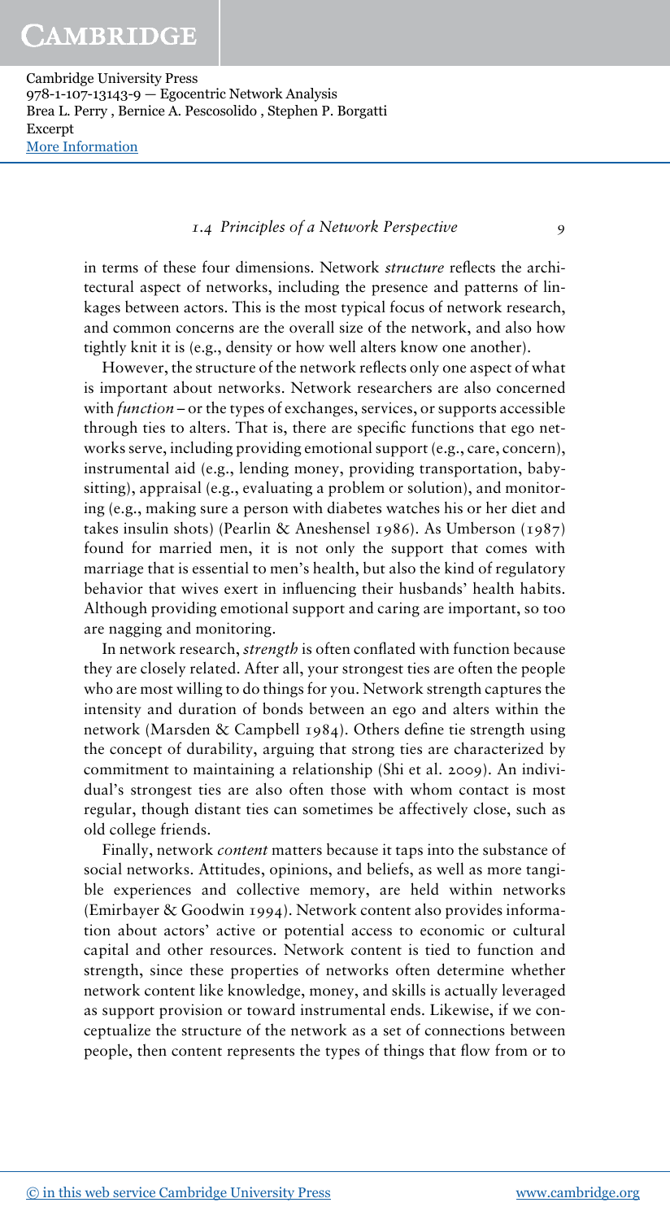in terms of these four dimensions. Network *structure* reflects the architectural aspect of networks, including the presence and patterns of linkages between actors. This is the most typical focus of network research, and common concerns are the overall size of the network, and also how tightly knit it is (e.g., density or how well alters know one another).

However, the structure of the network reflects only one aspect of what is important about networks. Network researchers are also concerned with *function* – or the types of exchanges, services, or supports accessible through ties to alters. That is, there are specific functions that ego networks serve, including providing emotional support (e.g., care, concern), instrumental aid (e.g., lending money, providing transportation, babysitting), appraisal (e.g., evaluating a problem or solution), and monitoring (e.g., making sure a person with diabetes watches his or her diet and takes insulin shots) (Pearlin & Aneshensel 1986). As Umberson (1987) found for married men, it is not only the support that comes with marriage that is essential to men's health, but also the kind of regulatory behavior that wives exert in influencing their husbands' health habits. Although providing emotional support and caring are important, so too are nagging and monitoring.

In network research, *strength* is often conflated with function because they are closely related. After all, your strongest ties are often the people who are most willing to do things for you. Network strength captures the intensity and duration of bonds between an ego and alters within the network (Marsden & Campbell 1984). Others define tie strength using the concept of durability, arguing that strong ties are characterized by commitment to maintaining a relationship (Shi et al. 2009). An individual's strongest ties are also often those with whom contact is most regular, though distant ties can sometimes be affectively close, such as old college friends.

Finally, network *content* matters because it taps into the substance of social networks. Attitudes, opinions, and beliefs, as well as more tangible experiences and collective memory, are held within networks (Emirbayer & Goodwin 1994). Network content also provides information about actors' active or potential access to economic or cultural capital and other resources. Network content is tied to function and strength, since these properties of networks often determine whether network content like knowledge, money, and skills is actually leveraged as support provision or toward instrumental ends. Likewise, if we conceptualize the structure of the network as a set of connections between people, then content represents the types of things that flow from or to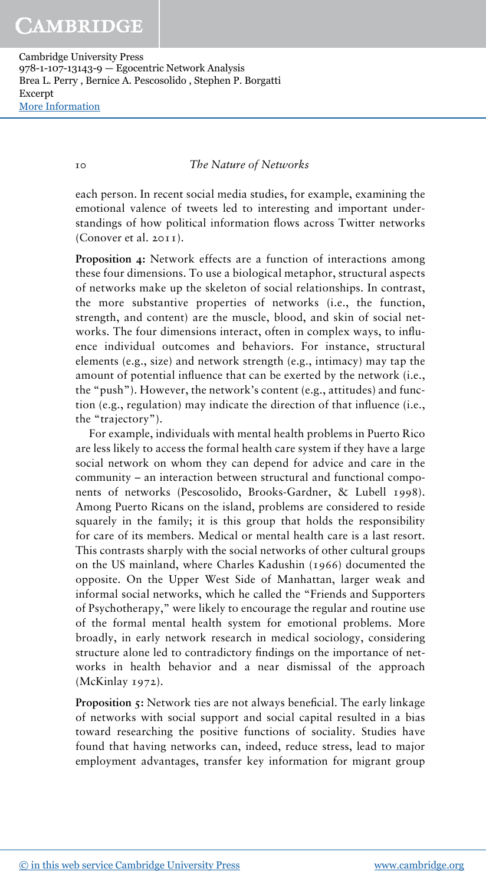each person. In recent social media studies, for example, examining the emotional valence of tweets led to interesting and important understandings of how political information flows across Twitter networks (Conover et al. 2011).

**Proposition 4:** Network effects are a function of interactions among these four dimensions. To use a biological metaphor, structural aspects of networks make up the skeleton of social relationships. In contrast, the more substantive properties of networks (i.e., the function, strength, and content) are the muscle, blood, and skin of social networks. The four dimensions interact, often in complex ways, to influence individual outcomes and behaviors. For instance, structural elements (e.g., size) and network strength (e.g., intimacy) may tap the amount of potential influence that can be exerted by the network (i.e., the "push"). However, the network's content (e.g., attitudes) and function (e.g., regulation) may indicate the direction of that influence (i.e., the "trajectory").

For example, individuals with mental health problems in Puerto Rico are less likely to access the formal health care system if they have a large social network on whom they can depend for advice and care in the community – an interaction between structural and functional components of networks (Pescosolido, Brooks-Gardner, & Lubell 1998). Among Puerto Ricans on the island, problems are considered to reside squarely in the family; it is this group that holds the responsibility for care of its members. Medical or mental health care is a last resort. This contrasts sharply with the social networks of other cultural groups on the US mainland, where Charles Kadushin (1966) documented the opposite. On the Upper West Side of Manhattan, larger weak and informal social networks, which he called the "Friends and Supporters of Psychotherapy," were likely to encourage the regular and routine use of the formal mental health system for emotional problems. More broadly, in early network research in medical sociology, considering structure alone led to contradictory findings on the importance of networks in health behavior and a near dismissal of the approach (McKinlay 1972).

**Proposition 5:** Network ties are not always beneficial. The early linkage of networks with social support and social capital resulted in a bias toward researching the positive functions of sociality. Studies have found that having networks can, indeed, reduce stress, lead to major employment advantages, transfer key information for migrant group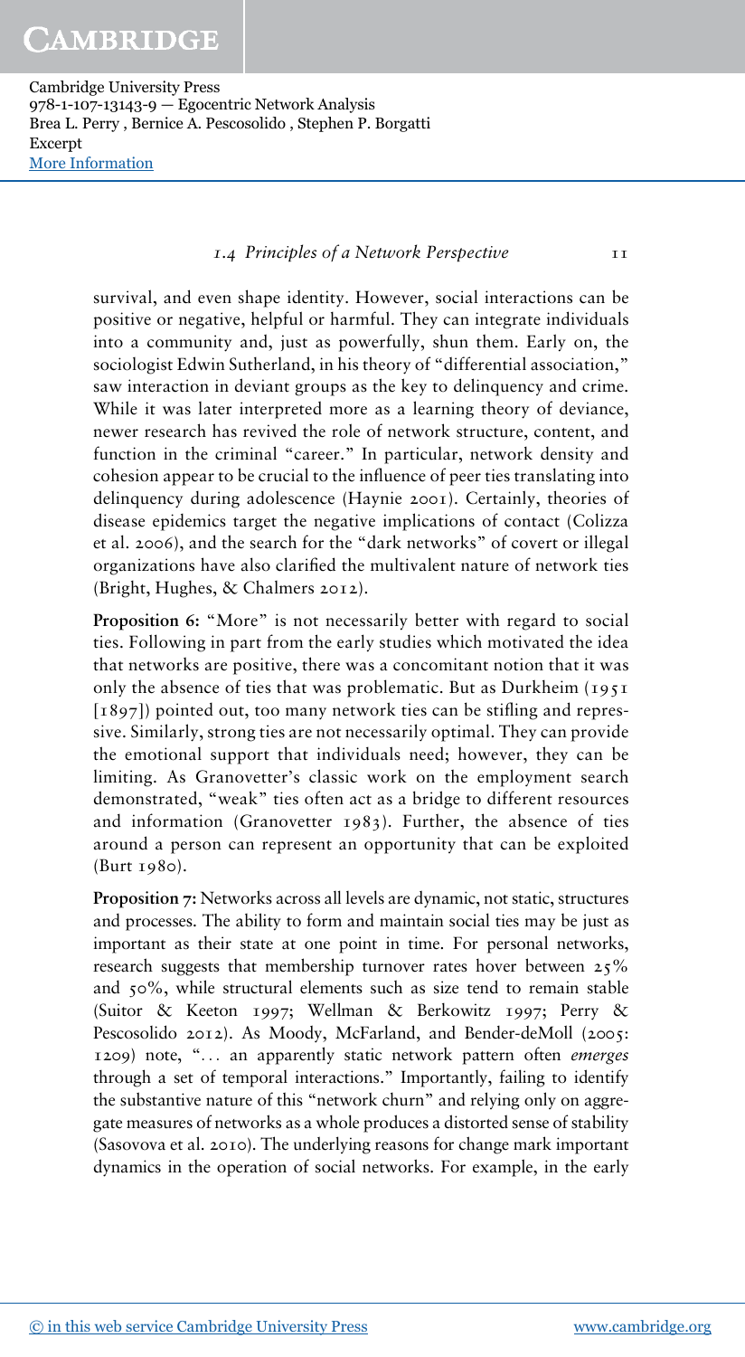survival, and even shape identity. However, social interactions can be positive or negative, helpful or harmful. They can integrate individuals into a community and, just as powerfully, shun them. Early on, the sociologist Edwin Sutherland, in his theory of "differential association," saw interaction in deviant groups as the key to delinquency and crime. While it was later interpreted more as a learning theory of deviance, newer research has revived the role of network structure, content, and function in the criminal "career." In particular, network density and cohesion appear to be crucial to the influence of peer ties translating into delinquency during adolescence (Haynie 2001). Certainly, theories of disease epidemics target the negative implications of contact (Colizza et al. 2006), and the search for the "dark networks" of covert or illegal organizations have also clarified the multivalent nature of network ties (Bright, Hughes, & Chalmers 2012).

**Proposition 6:** "More" is not necessarily better with regard to social ties. Following in part from the early studies which motivated the idea that networks are positive, there was a concomitant notion that it was only the absence of ties that was problematic. But as Durkheim (1951 [1897]) pointed out, too many network ties can be stifling and repressive. Similarly, strong ties are not necessarily optimal. They can provide the emotional support that individuals need; however, they can be limiting. As Granovetter's classic work on the employment search demonstrated, "weak" ties often act as a bridge to different resources and information (Granovetter 1983). Further, the absence of ties around a person can represent an opportunity that can be exploited (Burt 1980).

**Proposition 7:** Networks across all levels are dynamic, not static, structures and processes. The ability to form and maintain social ties may be just as important as their state at one point in time. For personal networks, research suggests that membership turnover rates hover between 25% and 50%, while structural elements such as size tend to remain stable (Suitor & Keeton 1997; Wellman & Berkowitz 1997; Perry & Pescosolido 2012). As Moody, McFarland, and Bender-deMoll (2005: 1209) note, "... an apparently static network pattern often *emerges* through a set of temporal interactions." Importantly, failing to identify the substantive nature of this "network churn" and relying only on aggregate measures of networks as a whole produces a distorted sense of stability (Sasovova et al. 2010). The underlying reasons for change mark important dynamics in the operation of social networks. For example, in the early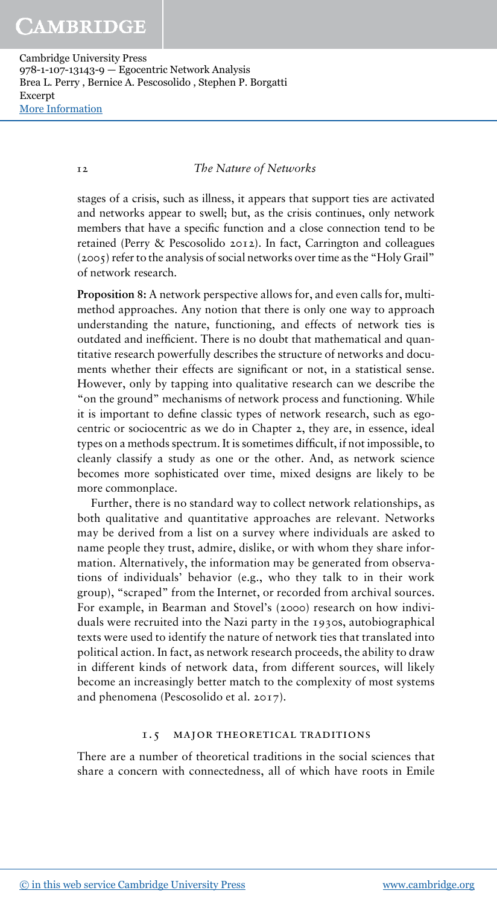stages of a crisis, such as illness, it appears that support ties are activated and networks appear to swell; but, as the crisis continues, only network members that have a specific function and a close connection tend to be retained (Perry & Pescosolido 2012). In fact, Carrington and colleagues (2005) refer to the analysis of social networks over time as the "Holy Grail" of network research.

**Proposition 8:** A network perspective allows for, and even calls for, multi-method approaches. Any notion that there is only one way to approach understanding the nature, functioning, and effects of network ties is outdated and inefficient. There is no doubt that mathematical and quantitative research powerfully describes the structure of networks and documents whether their effects are significant or not, in a statistical sense. However, only by tapping into qualitative research can we describe the "on the ground" mechanisms of network process and functioning. While it is important to define classic types of network research, such as egocentric or sociocentric as we do in Chapter 2, they are, in essence, ideal types on a methods spectrum. It is sometimes difficult, if not impossible, to cleanly classify a study as one or the other. And, as network science becomes more sophisticated over time, mixed designs are likely to be more commonplace.

Further, there is no standard way to collect network relationships, as both qualitative and quantitative approaches are relevant. Networks may be derived from a list on a survey where individuals are asked to name people they trust, admire, dislike, or with whom they share information. Alternatively, the information may be generated from observations of individuals' behavior (e.g., who they talk to in their work group), "scraped" from the Internet, or recorded from archival sources. For example, in Bearman and Stovel's (2000) research on how individuals were recruited into the Nazi party in the 1930s, autobiographical texts were used to identify the nature of network ties that translated into political action. In fact, as network research proceeds, the ability to draw in different kinds of network data, from different sources, will likely become an increasingly better match to the complexity of most systems and phenomena (Pescosolido et al. 2017).

## 1.5 MAJOR THEORETICAL TRADITIONS

There are a number of theoretical traditions in the social sciences that share a concern with connectedness, all of which have roots in Emile